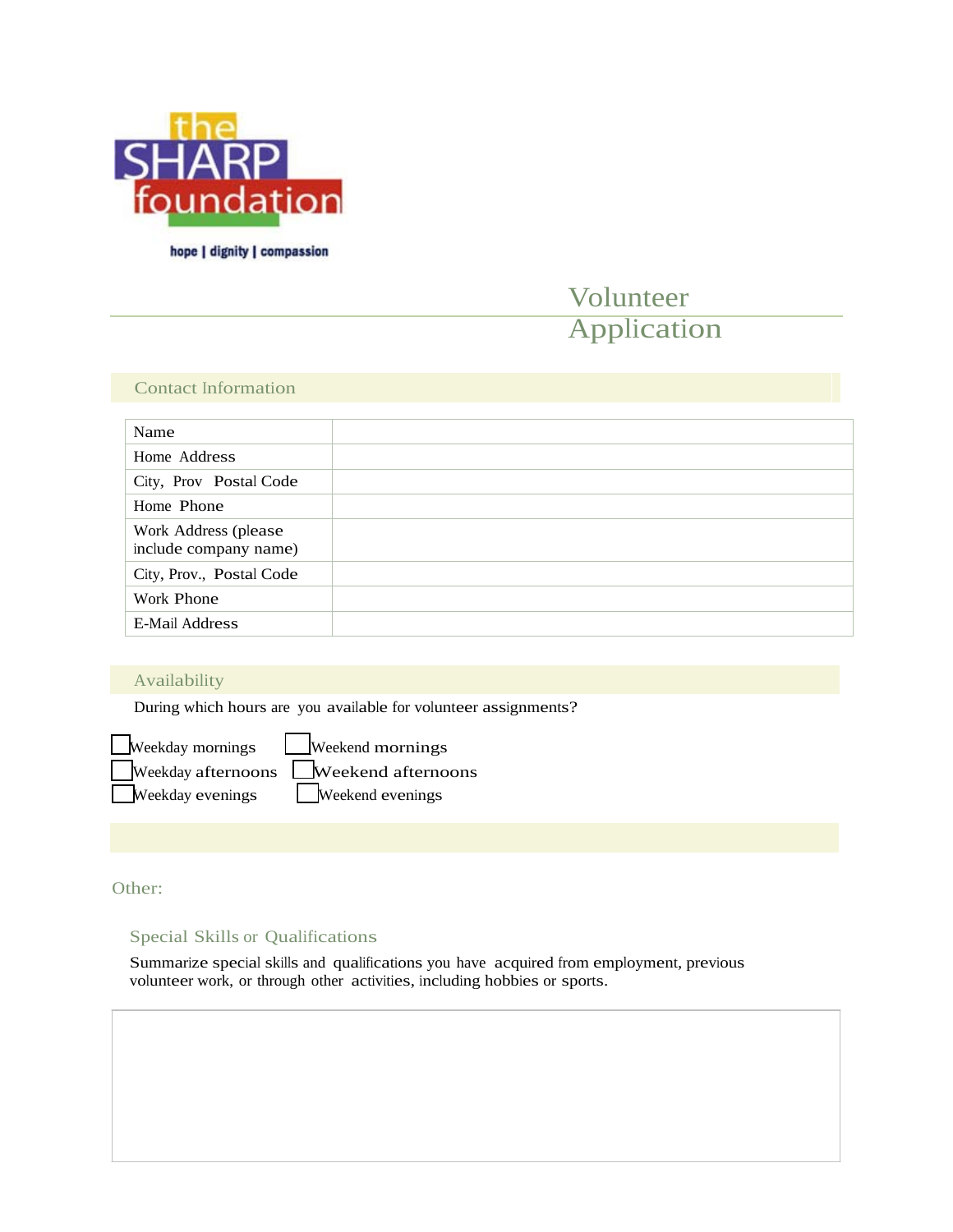the SHARP foundation

hope | dignity | compassion

# Volunteer Application

## Contact Information

| Name | |
|---|---|
| Home Address | |
| City, Prov Postal Code | |
| Home Phone | |
| Work Address (please include company name) | |
| City, Prov., Postal Code | |
| Work Phone | |
| E-Mail Address | |

## Availability

During which hours are you available for volunteer assignments?

- [ ] Weekday mornings
- [ ] Weekday afternoons
- [ ] Weekday evenings
- [ ] Weekend mornings
- [ ] Weekend afternoons
- [ ] Weekend evenings

Other:

### Special Skills or Qualifications

Summarize special skills and qualifications you have acquired from employment, previous volunteer work, or through other activities, including hobbies or sports.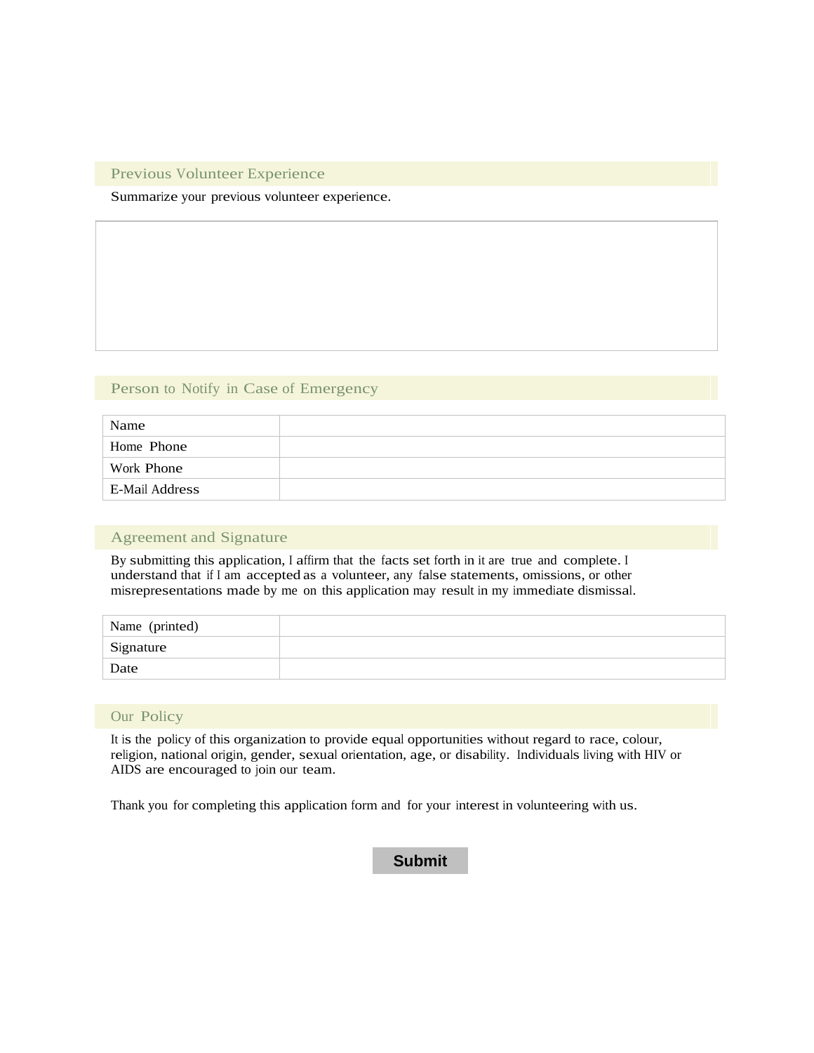## Previous Volunteer Experience

Summarize your previous volunteer experience.

## Person to Notify in Case of Emergency

| | |
|---|---|
| Name | |
| Home Phone | |
| Work Phone | |
| E-Mail Address | |

## Agreement and Signature

By submitting this application, I affirm that the facts set forth in it are true and complete. I understand that if I am accepted as a volunteer, any false statements, omissions, or other misrepresentations made by me on this application may result in my immediate dismissal.

| | |
|---|---|
| Name (printed) | |
| Signature | |
| Date | |

## Our Policy

It is the policy of this organization to provide equal opportunities without regard to race, colour, religion, national origin, gender, sexual orientation, age, or disability. Individuals living with HIV or AIDS are encouraged to join our team.

Thank you for completing this application form and for your interest in volunteering with us.

**Submit**